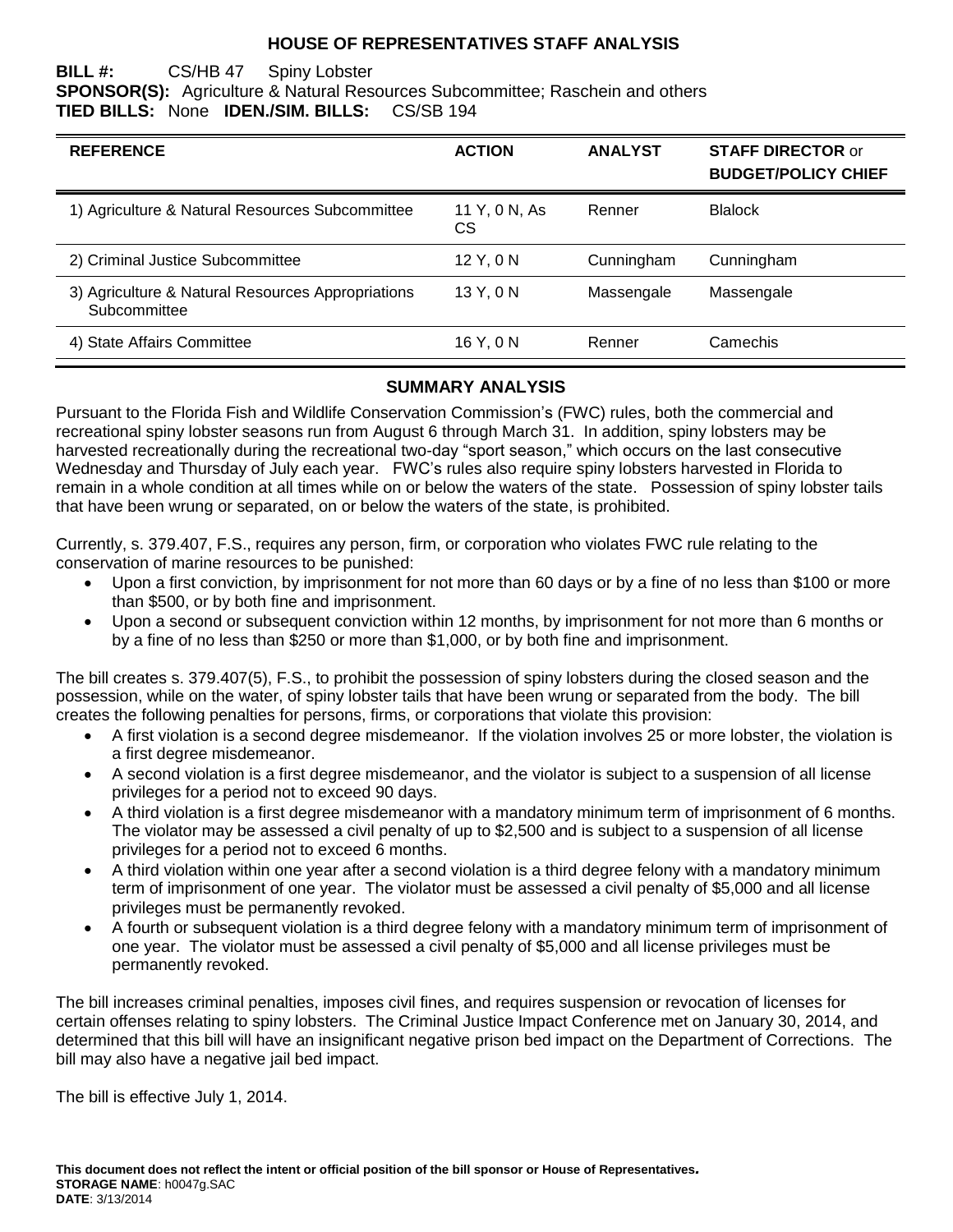# HOUSE OF REPRESENTATIVES STAFF ANALYSIS

**BILL #:** CS/HB 47 Spiny Lobster
**SPONSOR(S):** Agriculture & Natural Resources Subcommittee; Raschein and others
**TIED BILLS:** None **IDEN./SIM. BILLS:** CS/SB 194

| REFERENCE | ACTION | ANALYST | STAFF DIRECTOR or BUDGET/POLICY CHIEF |
|---|---|---|---|
| 1) Agriculture & Natural Resources Subcommittee | 11 Y, 0 N, As CS | Renner | Blalock |
| 2) Criminal Justice Subcommittee | 12 Y, 0 N | Cunningham | Cunningham |
| 3) Agriculture & Natural Resources Appropriations Subcommittee | 13 Y, 0 N | Massengale | Massengale |
| 4) State Affairs Committee | 16 Y, 0 N | Renner | Camechis |

## SUMMARY ANALYSIS

Pursuant to the Florida Fish and Wildlife Conservation Commission's (FWC) rules, both the commercial and recreational spiny lobster seasons run from August 6 through March 31. In addition, spiny lobsters may be harvested recreationally during the recreational two-day "sport season," which occurs on the last consecutive Wednesday and Thursday of July each year. FWC's rules also require spiny lobsters harvested in Florida to remain in a whole condition at all times while on or below the waters of the state. Possession of spiny lobster tails that have been wrung or separated, on or below the waters of the state, is prohibited.

Currently, s. 379.407, F.S., requires any person, firm, or corporation who violates FWC rule relating to the conservation of marine resources to be punished:

- Upon a first conviction, by imprisonment for not more than 60 days or by a fine of no less than $100 or more than $500, or by both fine and imprisonment.
- Upon a second or subsequent conviction within 12 months, by imprisonment for not more than 6 months or by a fine of no less than $250 or more than $1,000, or by both fine and imprisonment.

The bill creates s. 379.407(5), F.S., to prohibit the possession of spiny lobsters during the closed season and the possession, while on the water, of spiny lobster tails that have been wrung or separated from the body. The bill creates the following penalties for persons, firms, or corporations that violate this provision:

- A first violation is a second degree misdemeanor. If the violation involves 25 or more lobster, the violation is a first degree misdemeanor.
- A second violation is a first degree misdemeanor, and the violator is subject to a suspension of all license privileges for a period not to exceed 90 days.
- A third violation is a first degree misdemeanor with a mandatory minimum term of imprisonment of 6 months. The violator may be assessed a civil penalty of up to $2,500 and is subject to a suspension of all license privileges for a period not to exceed 6 months.
- A third violation within one year after a second violation is a third degree felony with a mandatory minimum term of imprisonment of one year. The violator must be assessed a civil penalty of $5,000 and all license privileges must be permanently revoked.
- A fourth or subsequent violation is a third degree felony with a mandatory minimum term of imprisonment of one year. The violator must be assessed a civil penalty of $5,000 and all license privileges must be permanently revoked.

The bill increases criminal penalties, imposes civil fines, and requires suspension or revocation of licenses for certain offenses relating to spiny lobsters. The Criminal Justice Impact Conference met on January 30, 2014, and determined that this bill will have an insignificant negative prison bed impact on the Department of Corrections. The bill may also have a negative jail bed impact.

The bill is effective July 1, 2014.

**This document does not reflect the intent or official position of the bill sponsor or House of Representatives.**
**STORAGE NAME**: h0047g.SAC
**DATE**: 3/13/2014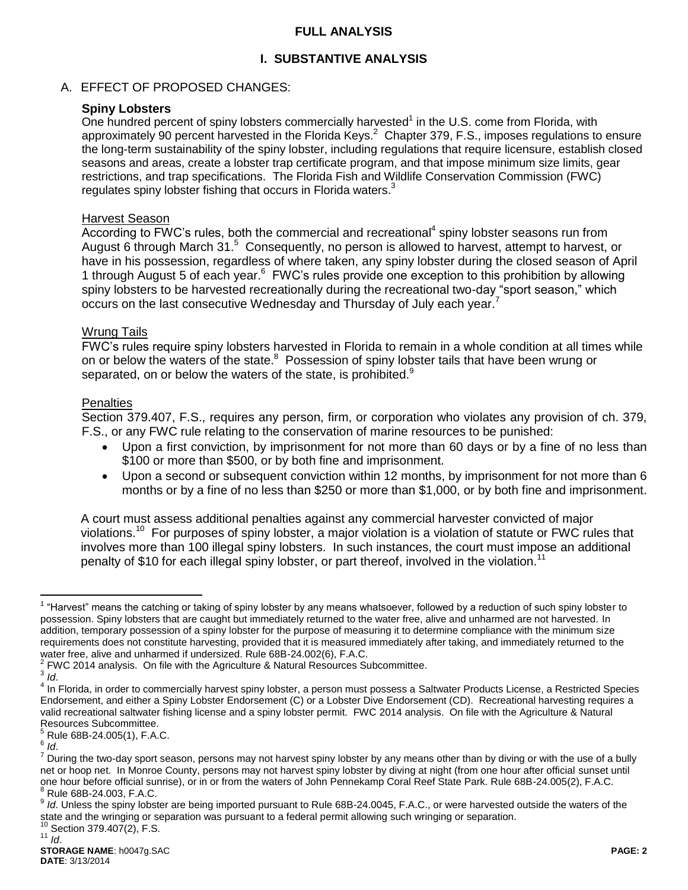## FULL ANALYSIS

## I. SUBSTANTIVE ANALYSIS

A. EFFECT OF PROPOSED CHANGES:

**Spiny Lobsters**

One hundred percent of spiny lobsters commercially harvested[1] in the U.S. come from Florida, with approximately 90 percent harvested in the Florida Keys.[2] Chapter 379, F.S., imposes regulations to ensure the long-term sustainability of the spiny lobster, including regulations that require licensure, establish closed seasons and areas, create a lobster trap certificate program, and that impose minimum size limits, gear restrictions, and trap specifications. The Florida Fish and Wildlife Conservation Commission (FWC) regulates spiny lobster fishing that occurs in Florida waters.[3]

Harvest Season

According to FWC's rules, both the commercial and recreational[4] spiny lobster seasons run from August 6 through March 31.[5] Consequently, no person is allowed to harvest, attempt to harvest, or have in his possession, regardless of where taken, any spiny lobster during the closed season of April 1 through August 5 of each year.[6] FWC's rules provide one exception to this prohibition by allowing spiny lobsters to be harvested recreationally during the recreational two-day "sport season," which occurs on the last consecutive Wednesday and Thursday of July each year.[7]

Wrung Tails

FWC's rules require spiny lobsters harvested in Florida to remain in a whole condition at all times while on or below the waters of the state.[8] Possession of spiny lobster tails that have been wrung or separated, on or below the waters of the state, is prohibited.[9]

Penalties

Section 379.407, F.S., requires any person, firm, or corporation who violates any provision of ch. 379, F.S., or any FWC rule relating to the conservation of marine resources to be punished:

- Upon a first conviction, by imprisonment for not more than 60 days or by a fine of no less than $100 or more than $500, or by both fine and imprisonment.
- Upon a second or subsequent conviction within 12 months, by imprisonment for not more than 6 months or by a fine of no less than $250 or more than $1,000, or by both fine and imprisonment.

A court must assess additional penalties against any commercial harvester convicted of major violations.[10] For purposes of spiny lobster, a major violation is a violation of statute or FWC rules that involves more than 100 illegal spiny lobsters. In such instances, the court must impose an additional penalty of $10 for each illegal spiny lobster, or part thereof, involved in the violation.[11]

---

[1] "Harvest" means the catching or taking of spiny lobster by any means whatsoever, followed by a reduction of such spiny lobster to possession. Spiny lobsters that are caught but immediately returned to the water free, alive and unharmed are not harvested. In addition, temporary possession of a spiny lobster for the purpose of measuring it to determine compliance with the minimum size requirements does not constitute harvesting, provided that it is measured immediately after taking, and immediately returned to the water free, alive and unharmed if undersized. Rule 68B-24.002(6), F.A.C.

[2] FWC 2014 analysis. On file with the Agriculture & Natural Resources Subcommittee.

[3] *Id*.

[4] In Florida, in order to commercially harvest spiny lobster, a person must possess a Saltwater Products License, a Restricted Species Endorsement, and either a Spiny Lobster Endorsement (C) or a Lobster Dive Endorsement (CD). Recreational harvesting requires a valid recreational saltwater fishing license and a spiny lobster permit. FWC 2014 analysis. On file with the Agriculture & Natural Resources Subcommittee.

[5] Rule 68B-24.005(1), F.A.C.

[6] *Id*.

[7] During the two-day sport season, persons may not harvest spiny lobster by any means other than by diving or with the use of a bully net or hoop net. In Monroe County, persons may not harvest spiny lobster by diving at night (from one hour after official sunset until one hour before official sunrise), or in or from the waters of John Pennekamp Coral Reef State Park. Rule 68B-24.005(2), F.A.C.

[8] Rule 68B-24.003, F.A.C.

[9] *Id*. Unless the spiny lobster are being imported pursuant to Rule 68B-24.0045, F.A.C., or were harvested outside the waters of the state and the wringing or separation was pursuant to a federal permit allowing such wringing or separation.

[10] Section 379.407(2), F.S.

[11] *Id*.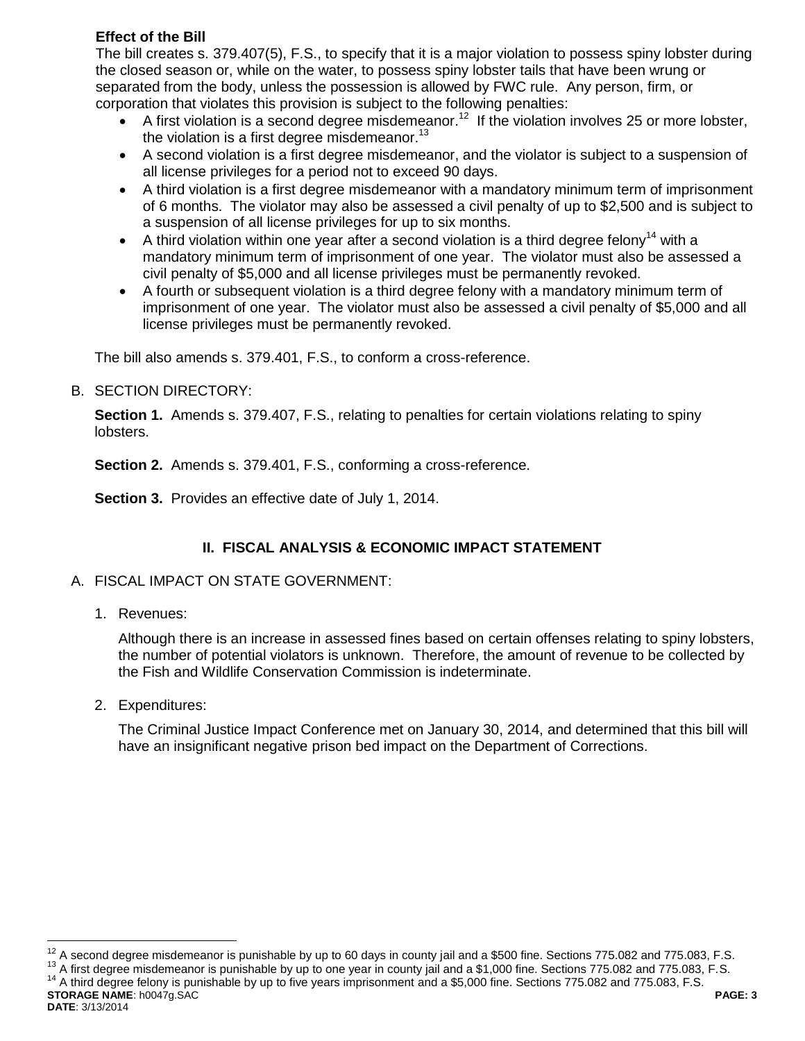**Effect of the Bill**

The bill creates s. 379.407(5), F.S., to specify that it is a major violation to possess spiny lobster during the closed season or, while on the water, to possess spiny lobster tails that have been wrung or separated from the body, unless the possession is allowed by FWC rule. Any person, firm, or corporation that violates this provision is subject to the following penalties:

- A first violation is a second degree misdemeanor.[12] If the violation involves 25 or more lobster, the violation is a first degree misdemeanor.[13]
- A second violation is a first degree misdemeanor, and the violator is subject to a suspension of all license privileges for a period not to exceed 90 days.
- A third violation is a first degree misdemeanor with a mandatory minimum term of imprisonment of 6 months. The violator may also be assessed a civil penalty of up to $2,500 and is subject to a suspension of all license privileges for up to six months.
- A third violation within one year after a second violation is a third degree felony[14] with a mandatory minimum term of imprisonment of one year. The violator must also be assessed a civil penalty of $5,000 and all license privileges must be permanently revoked.
- A fourth or subsequent violation is a third degree felony with a mandatory minimum term of imprisonment of one year. The violator must also be assessed a civil penalty of $5,000 and all license privileges must be permanently revoked.

The bill also amends s. 379.401, F.S., to conform a cross-reference.

B. SECTION DIRECTORY:

**Section 1.** Amends s. 379.407, F.S., relating to penalties for certain violations relating to spiny lobsters.

**Section 2.** Amends s. 379.401, F.S., conforming a cross-reference.

**Section 3.** Provides an effective date of July 1, 2014.

## II. FISCAL ANALYSIS & ECONOMIC IMPACT STATEMENT

A. FISCAL IMPACT ON STATE GOVERNMENT:

1. Revenues:

   Although there is an increase in assessed fines based on certain offenses relating to spiny lobsters, the number of potential violators is unknown. Therefore, the amount of revenue to be collected by the Fish and Wildlife Conservation Commission is indeterminate.

2. Expenditures:

   The Criminal Justice Impact Conference met on January 30, 2014, and determined that this bill will have an insignificant negative prison bed impact on the Department of Corrections.

---

[12] A second degree misdemeanor is punishable by up to 60 days in county jail and a $500 fine. Sections 775.082 and 775.083, F.S.

[13] A first degree misdemeanor is punishable by up to one year in county jail and a $1,000 fine. Sections 775.082 and 775.083, F.S.

[14] A third degree felony is punishable by up to five years imprisonment and a $5,000 fine. Sections 775.082 and 775.083, F.S.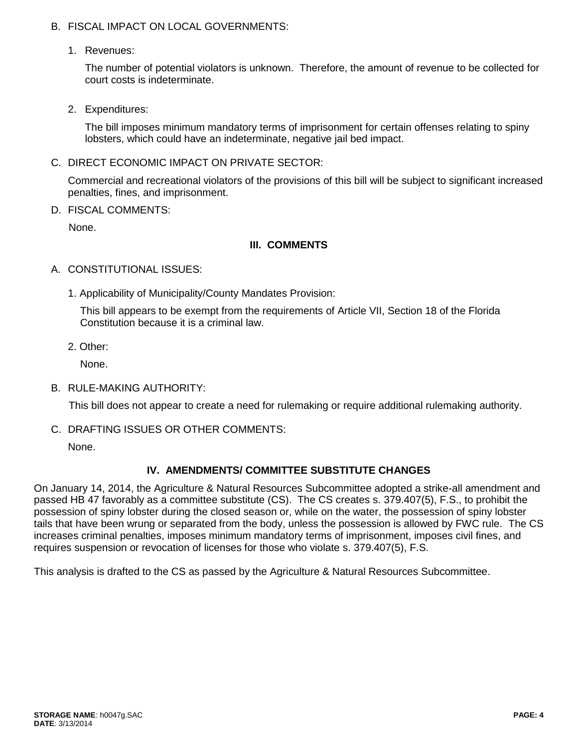B. FISCAL IMPACT ON LOCAL GOVERNMENTS:

1. Revenues:

   The number of potential violators is unknown. Therefore, the amount of revenue to be collected for court costs is indeterminate.

2. Expenditures:

   The bill imposes minimum mandatory terms of imprisonment for certain offenses relating to spiny lobsters, which could have an indeterminate, negative jail bed impact.

C. DIRECT ECONOMIC IMPACT ON PRIVATE SECTOR:

Commercial and recreational violators of the provisions of this bill will be subject to significant increased penalties, fines, and imprisonment.

D. FISCAL COMMENTS:

None.

## III. COMMENTS

A. CONSTITUTIONAL ISSUES:

1. Applicability of Municipality/County Mandates Provision:

   This bill appears to be exempt from the requirements of Article VII, Section 18 of the Florida Constitution because it is a criminal law.

2. Other:

   None.

B. RULE-MAKING AUTHORITY:

This bill does not appear to create a need for rulemaking or require additional rulemaking authority.

C. DRAFTING ISSUES OR OTHER COMMENTS:

None.

## IV. AMENDMENTS/ COMMITTEE SUBSTITUTE CHANGES

On January 14, 2014, the Agriculture & Natural Resources Subcommittee adopted a strike-all amendment and passed HB 47 favorably as a committee substitute (CS). The CS creates s. 379.407(5), F.S., to prohibit the possession of spiny lobster during the closed season or, while on the water, the possession of spiny lobster tails that have been wrung or separated from the body, unless the possession is allowed by FWC rule. The CS increases criminal penalties, imposes minimum mandatory terms of imprisonment, imposes civil fines, and requires suspension or revocation of licenses for those who violate s. 379.407(5), F.S.

This analysis is drafted to the CS as passed by the Agriculture & Natural Resources Subcommittee.